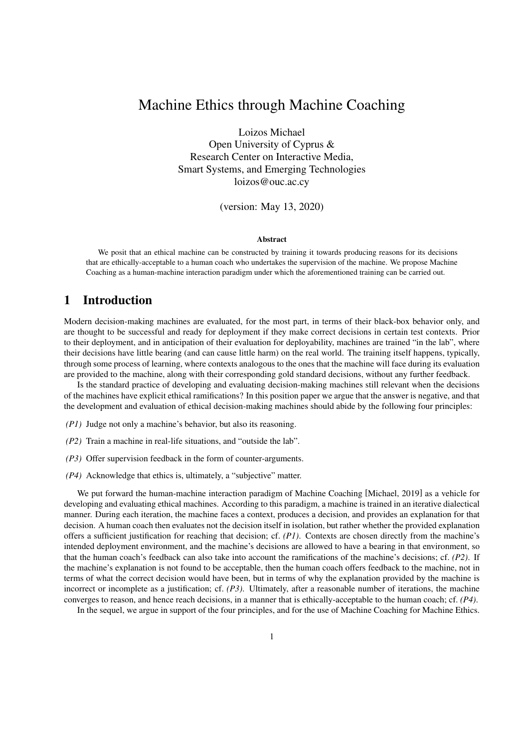# Machine Ethics through Machine Coaching

Loizos Michael
Open University of Cyprus &
Research Center on Interactive Media,
Smart Systems, and Emerging Technologies
loizos@ouc.ac.cy

(version: May 13, 2020)

### Abstract

We posit that an ethical machine can be constructed by training it towards producing reasons for its decisions that are ethically-acceptable to a human coach who undertakes the supervision of the machine. We propose Machine Coaching as a human-machine interaction paradigm under which the aforementioned training can be carried out.

## 1 Introduction

Modern decision-making machines are evaluated, for the most part, in terms of their black-box behavior only, and are thought to be successful and ready for deployment if they make correct decisions in certain test contexts. Prior to their deployment, and in anticipation of their evaluation for deployability, machines are trained "in the lab", where their decisions have little bearing (and can cause little harm) on the real world. The training itself happens, typically, through some process of learning, where contexts analogous to the ones that the machine will face during its evaluation are provided to the machine, along with their corresponding gold standard decisions, without any further feedback.

Is the standard practice of developing and evaluating decision-making machines still relevant when the decisions of the machines have explicit ethical ramifications? In this position paper we argue that the answer is negative, and that the development and evaluation of ethical decision-making machines should abide by the following four principles:

- *(P1)* Judge not only a machine's behavior, but also its reasoning.
- *(P2)* Train a machine in real-life situations, and "outside the lab".
- *(P3)* Offer supervision feedback in the form of counter-arguments.
- *(P4)* Acknowledge that ethics is, ultimately, a "subjective" matter.

We put forward the human-machine interaction paradigm of Machine Coaching [Michael, 2019] as a vehicle for developing and evaluating ethical machines. According to this paradigm, a machine is trained in an iterative dialectical manner. During each iteration, the machine faces a context, produces a decision, and provides an explanation for that decision. A human coach then evaluates not the decision itself in isolation, but rather whether the provided explanation offers a sufficient justification for reaching that decision; cf. *(P1)*. Contexts are chosen directly from the machine's intended deployment environment, and the machine's decisions are allowed to have a bearing in that environment, so that the human coach's feedback can also take into account the ramifications of the machine's decisions; cf. *(P2)*. If the machine's explanation is not found to be acceptable, then the human coach offers feedback to the machine, not in terms of what the correct decision would have been, but in terms of why the explanation provided by the machine is incorrect or incomplete as a justification; cf. *(P3)*. Ultimately, after a reasonable number of iterations, the machine converges to reason, and hence reach decisions, in a manner that is ethically-acceptable to the human coach; cf. *(P4)*.

In the sequel, we argue in support of the four principles, and for the use of Machine Coaching for Machine Ethics.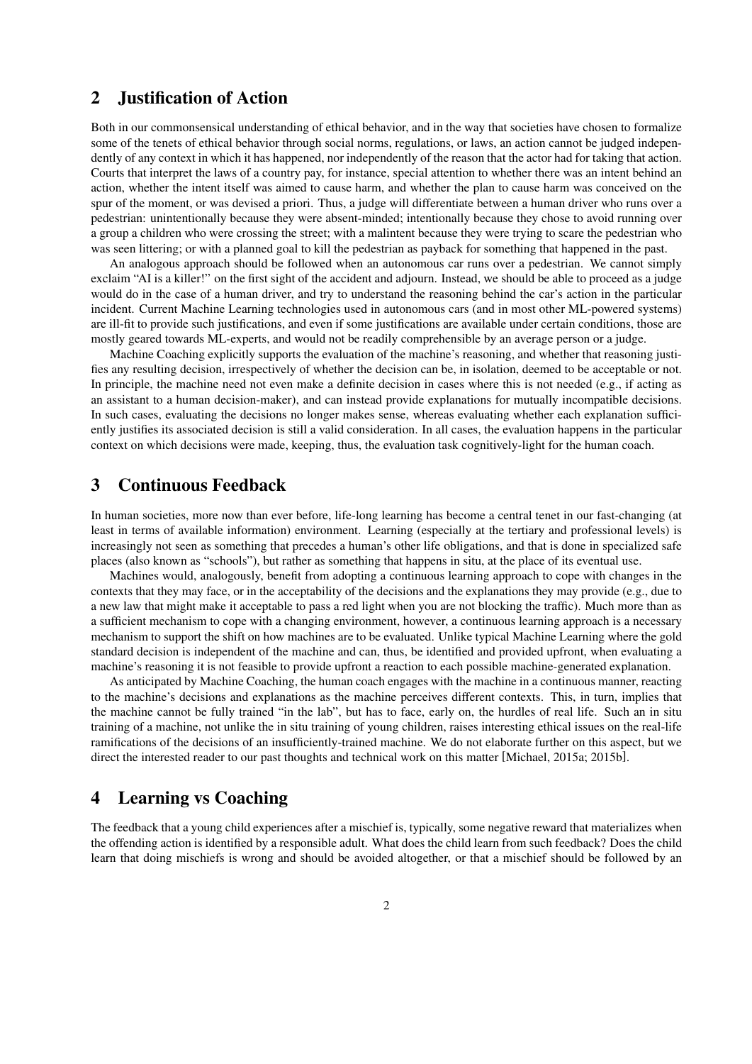## 2 Justification of Action

Both in our commonsensical understanding of ethical behavior, and in the way that societies have chosen to formalize some of the tenets of ethical behavior through social norms, regulations, or laws, an action cannot be judged independently of any context in which it has happened, nor independently of the reason that the actor had for taking that action. Courts that interpret the laws of a country pay, for instance, special attention to whether there was an intent behind an action, whether the intent itself was aimed to cause harm, and whether the plan to cause harm was conceived on the spur of the moment, or was devised a priori. Thus, a judge will differentiate between a human driver who runs over a pedestrian: unintentionally because they were absent-minded; intentionally because they chose to avoid running over a group a children who were crossing the street; with a malintent because they were trying to scare the pedestrian who was seen littering; or with a planned goal to kill the pedestrian as payback for something that happened in the past.

An analogous approach should be followed when an autonomous car runs over a pedestrian. We cannot simply exclaim "AI is a killer!" on the first sight of the accident and adjourn. Instead, we should be able to proceed as a judge would do in the case of a human driver, and try to understand the reasoning behind the car's action in the particular incident. Current Machine Learning technologies used in autonomous cars (and in most other ML-powered systems) are ill-fit to provide such justifications, and even if some justifications are available under certain conditions, those are mostly geared towards ML-experts, and would not be readily comprehensible by an average person or a judge.

Machine Coaching explicitly supports the evaluation of the machine's reasoning, and whether that reasoning justifies any resulting decision, irrespectively of whether the decision can be, in isolation, deemed to be acceptable or not. In principle, the machine need not even make a definite decision in cases where this is not needed (e.g., if acting as an assistant to a human decision-maker), and can instead provide explanations for mutually incompatible decisions. In such cases, evaluating the decisions no longer makes sense, whereas evaluating whether each explanation sufficiently justifies its associated decision is still a valid consideration. In all cases, the evaluation happens in the particular context on which decisions were made, keeping, thus, the evaluation task cognitively-light for the human coach.

## 3 Continuous Feedback

In human societies, more now than ever before, life-long learning has become a central tenet in our fast-changing (at least in terms of available information) environment. Learning (especially at the tertiary and professional levels) is increasingly not seen as something that precedes a human's other life obligations, and that is done in specialized safe places (also known as "schools"), but rather as something that happens in situ, at the place of its eventual use.

Machines would, analogously, benefit from adopting a continuous learning approach to cope with changes in the contexts that they may face, or in the acceptability of the decisions and the explanations they may provide (e.g., due to a new law that might make it acceptable to pass a red light when you are not blocking the traffic). Much more than as a sufficient mechanism to cope with a changing environment, however, a continuous learning approach is a necessary mechanism to support the shift on how machines are to be evaluated. Unlike typical Machine Learning where the gold standard decision is independent of the machine and can, thus, be identified and provided upfront, when evaluating a machine's reasoning it is not feasible to provide upfront a reaction to each possible machine-generated explanation.

As anticipated by Machine Coaching, the human coach engages with the machine in a continuous manner, reacting to the machine's decisions and explanations as the machine perceives different contexts. This, in turn, implies that the machine cannot be fully trained "in the lab", but has to face, early on, the hurdles of real life. Such an in situ training of a machine, not unlike the in situ training of young children, raises interesting ethical issues on the real-life ramifications of the decisions of an insufficiently-trained machine. We do not elaborate further on this aspect, but we direct the interested reader to our past thoughts and technical work on this matter [Michael, 2015a; 2015b].

## 4 Learning vs Coaching

The feedback that a young child experiences after a mischief is, typically, some negative reward that materializes when the offending action is identified by a responsible adult. What does the child learn from such feedback? Does the child learn that doing mischiefs is wrong and should be avoided altogether, or that a mischief should be followed by an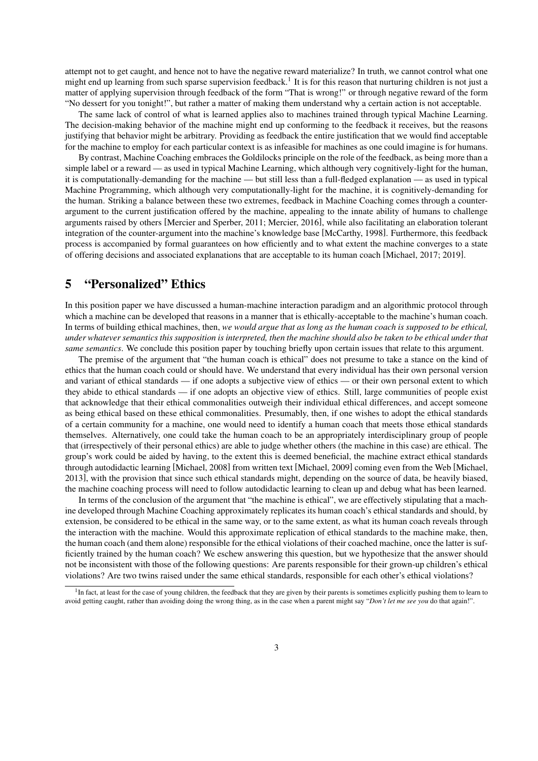attempt not to get caught, and hence not to have the negative reward materialize? In truth, we cannot control what one might end up learning from such sparse supervision feedback.[1] It is for this reason that nurturing children is not just a matter of applying supervision through feedback of the form "That is wrong!" or through negative reward of the form "No dessert for you tonight!", but rather a matter of making them understand why a certain action is not acceptable.

The same lack of control of what is learned applies also to machines trained through typical Machine Learning. The decision-making behavior of the machine might end up conforming to the feedback it receives, but the reasons justifying that behavior might be arbitrary. Providing as feedback the entire justification that we would find acceptable for the machine to employ for each particular context is as infeasible for machines as one could imagine is for humans.

By contrast, Machine Coaching embraces the Goldilocks principle on the role of the feedback, as being more than a simple label or a reward — as used in typical Machine Learning, which although very cognitively-light for the human, it is computationally-demanding for the machine — but still less than a full-fledged explanation — as used in typical Machine Programming, which although very computationally-light for the machine, it is cognitively-demanding for the human. Striking a balance between these two extremes, feedback in Machine Coaching comes through a counter-argument to the current justification offered by the machine, appealing to the innate ability of humans to challenge arguments raised by others [Mercier and Sperber, 2011; Mercier, 2016], while also facilitating an elaboration tolerant integration of the counter-argument into the machine's knowledge base [McCarthy, 1998]. Furthermore, this feedback process is accompanied by formal guarantees on how efficiently and to what extent the machine converges to a state of offering decisions and associated explanations that are acceptable to its human coach [Michael, 2017; 2019].

## 5 "Personalized" Ethics

In this position paper we have discussed a human-machine interaction paradigm and an algorithmic protocol through which a machine can be developed that reasons in a manner that is ethically-acceptable to the machine's human coach. In terms of building ethical machines, then, *we would argue that as long as the human coach is supposed to be ethical, under whatever semantics this supposition is interpreted, then the machine should also be taken to be ethical under that same semantics*. We conclude this position paper by touching briefly upon certain issues that relate to this argument.

The premise of the argument that "the human coach is ethical" does not presume to take a stance on the kind of ethics that the human coach could or should have. We understand that every individual has their own personal version and variant of ethical standards — if one adopts a subjective view of ethics — or their own personal extent to which they abide to ethical standards — if one adopts an objective view of ethics. Still, large communities of people exist that acknowledge that their ethical commonalities outweigh their individual ethical differences, and accept someone as being ethical based on these ethical commonalities. Presumably, then, if one wishes to adopt the ethical standards of a certain community for a machine, one would need to identify a human coach that meets those ethical standards themselves. Alternatively, one could take the human coach to be an appropriately interdisciplinary group of people that (irrespectively of their personal ethics) are able to judge whether others (the machine in this case) are ethical. The group's work could be aided by having, to the extent this is deemed beneficial, the machine extract ethical standards through autodidactic learning [Michael, 2008] from written text [Michael, 2009] coming even from the Web [Michael, 2013], with the provision that since such ethical standards might, depending on the source of data, be heavily biased, the machine coaching process will need to follow autodidactic learning to clean up and debug what has been learned.

In terms of the conclusion of the argument that "the machine is ethical", we are effectively stipulating that a machine developed through Machine Coaching approximately replicates its human coach's ethical standards and should, by extension, be considered to be ethical in the same way, or to the same extent, as what its human coach reveals through the interaction with the machine. Would this approximate replication of ethical standards to the machine make, then, the human coach (and them alone) responsible for the ethical violations of their coached machine, once the latter is sufficiently trained by the human coach? We eschew answering this question, but we hypothesize that the answer should not be inconsistent with those of the following questions: Are parents responsible for their grown-up children's ethical violations? Are two twins raised under the same ethical standards, responsible for each other's ethical violations?

[1] In fact, at least for the case of young children, the feedback that they are given by their parents is sometimes explicitly pushing them to learn to avoid getting caught, rather than avoiding doing the wrong thing, as in the case when a parent might say "*Don't let me see you* do that again!".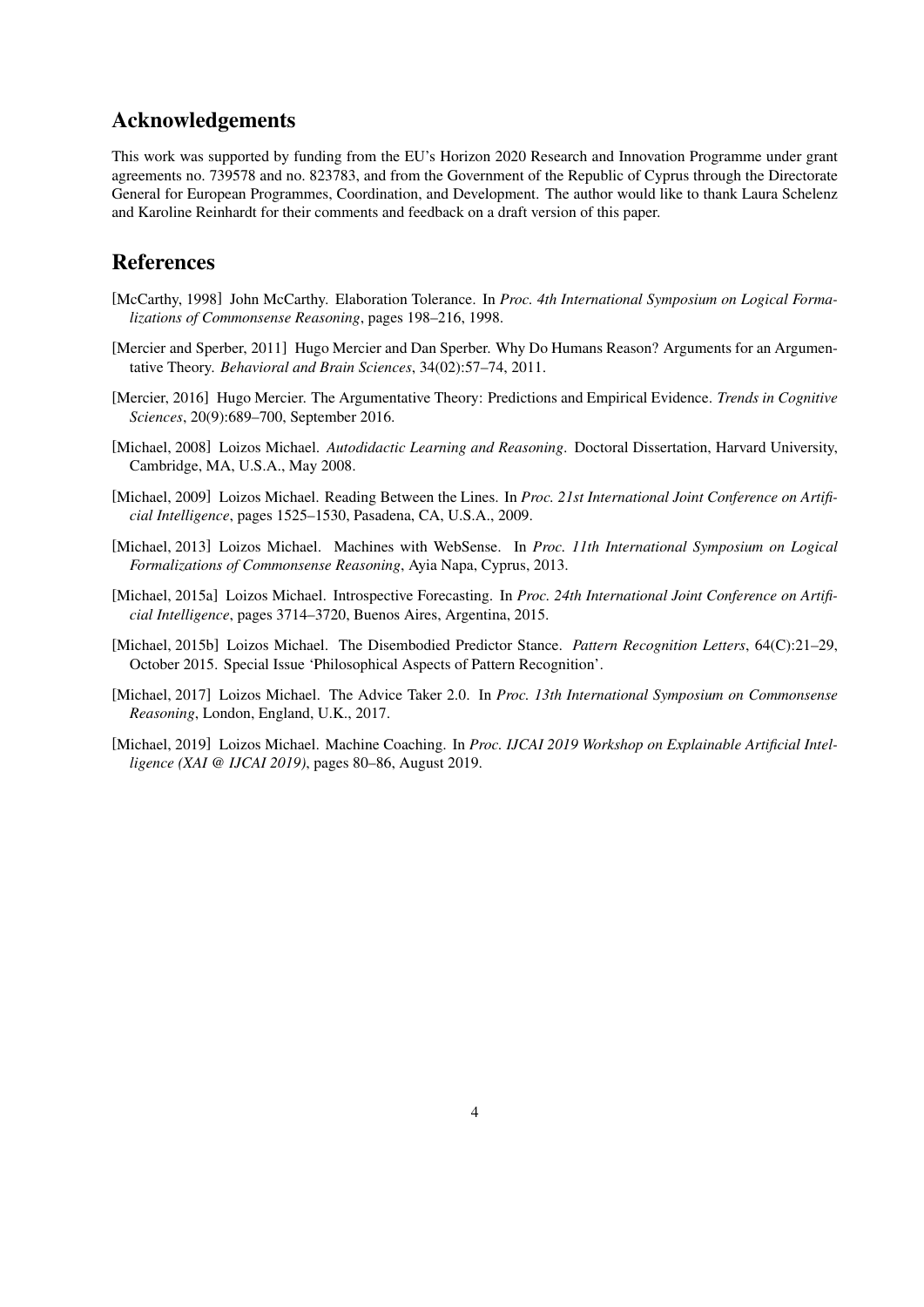## Acknowledgements

This work was supported by funding from the EU's Horizon 2020 Research and Innovation Programme under grant agreements no. 739578 and no. 823783, and from the Government of the Republic of Cyprus through the Directorate General for European Programmes, Coordination, and Development. The author would like to thank Laura Schelenz and Karoline Reinhardt for their comments and feedback on a draft version of this paper.

## References

[McCarthy, 1998] John McCarthy. Elaboration Tolerance. In *Proc. 4th International Symposium on Logical Formalizations of Commonsense Reasoning*, pages 198–216, 1998.

[Mercier and Sperber, 2011] Hugo Mercier and Dan Sperber. Why Do Humans Reason? Arguments for an Argumentative Theory. *Behavioral and Brain Sciences*, 34(02):57–74, 2011.

[Mercier, 2016] Hugo Mercier. The Argumentative Theory: Predictions and Empirical Evidence. *Trends in Cognitive Sciences*, 20(9):689–700, September 2016.

[Michael, 2008] Loizos Michael. *Autodidactic Learning and Reasoning*. Doctoral Dissertation, Harvard University, Cambridge, MA, U.S.A., May 2008.

[Michael, 2009] Loizos Michael. Reading Between the Lines. In *Proc. 21st International Joint Conference on Artificial Intelligence*, pages 1525–1530, Pasadena, CA, U.S.A., 2009.

[Michael, 2013] Loizos Michael. Machines with WebSense. In *Proc. 11th International Symposium on Logical Formalizations of Commonsense Reasoning*, Ayia Napa, Cyprus, 2013.

[Michael, 2015a] Loizos Michael. Introspective Forecasting. In *Proc. 24th International Joint Conference on Artificial Intelligence*, pages 3714–3720, Buenos Aires, Argentina, 2015.

[Michael, 2015b] Loizos Michael. The Disembodied Predictor Stance. *Pattern Recognition Letters*, 64(C):21–29, October 2015. Special Issue 'Philosophical Aspects of Pattern Recognition'.

[Michael, 2017] Loizos Michael. The Advice Taker 2.0. In *Proc. 13th International Symposium on Commonsense Reasoning*, London, England, U.K., 2017.

[Michael, 2019] Loizos Michael. Machine Coaching. In *Proc. IJCAI 2019 Workshop on Explainable Artificial Intelligence (XAI @ IJCAI 2019)*, pages 80–86, August 2019.